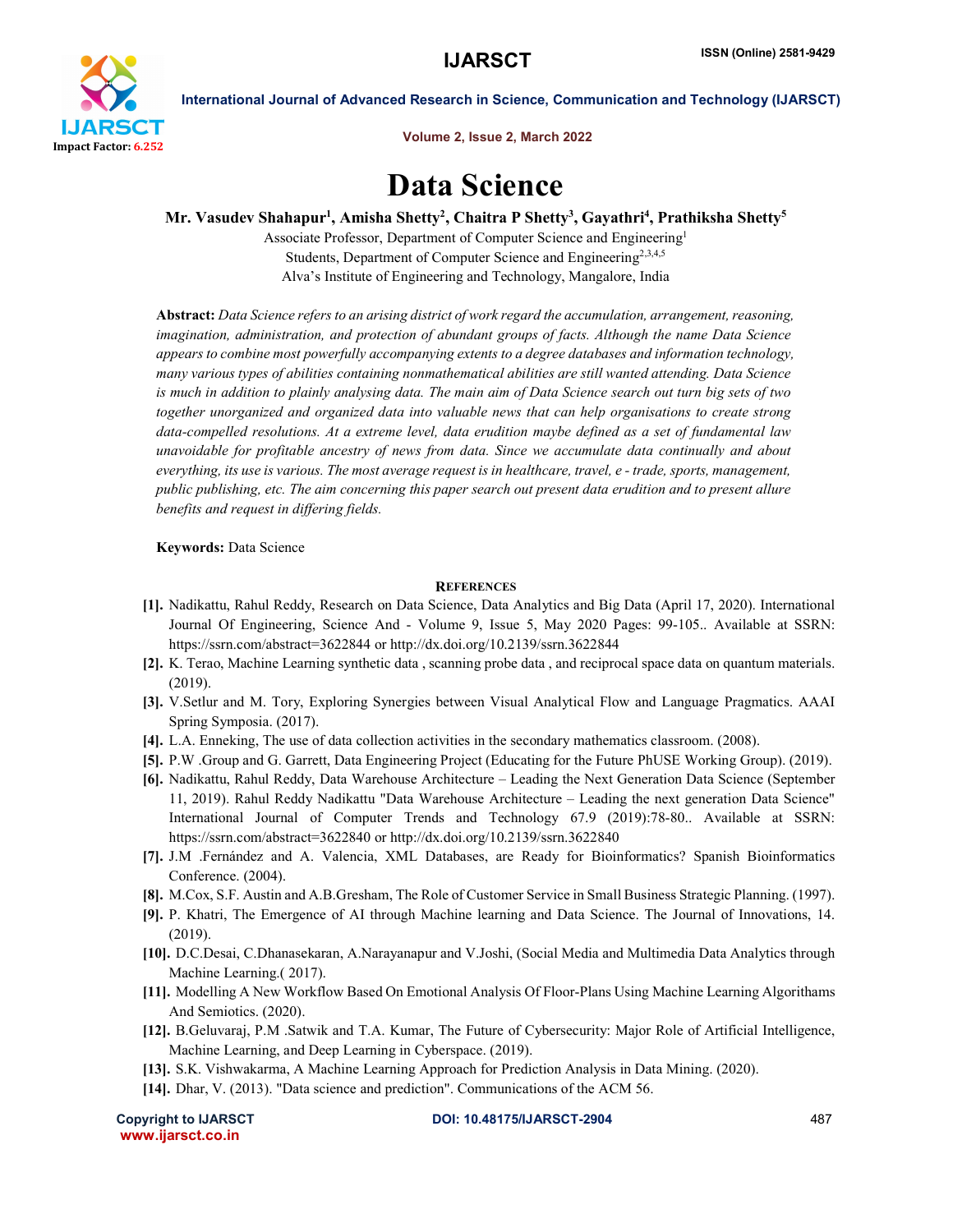# Data Science

**Mr. Vasudev Shahapur[1], Amisha Shetty[2], Chaitra P Shetty[3], Gayathri[4], Prathiksha Shetty[5]**

Associate Professor, Department of Computer Science and Engineering[1]

Students, Department of Computer Science and Engineering[2,3,4,5]

Alva's Institute of Engineering and Technology, Mangalore, India

**Abstract:** *Data Science refers to an arising district of work regard the accumulation, arrangement, reasoning, imagination, administration, and protection of abundant groups of facts. Although the name Data Science appears to combine most powerfully accompanying extents to a degree databases and information technology, many various types of abilities containing nonmathematical abilities are still wanted attending. Data Science is much in addition to plainly analysing data. The main aim of Data Science search out turn big sets of two together unorganized and organized data into valuable news that can help organisations to create strong data-compelled resolutions. At a extreme level, data erudition maybe defined as a set of fundamental law unavoidable for profitable ancestry of news from data. Since we accumulate data continually and about everything, its use is various. The most average request is in healthcare, travel, e - trade, sports, management, public publishing, etc. The aim concerning this paper search out present data erudition and to present allure benefits and request in differing fields.*

**Keywords:** Data Science

## References

[1]. Nadikattu, Rahul Reddy, Research on Data Science, Data Analytics and Big Data (April 17, 2020). International Journal Of Engineering, Science And - Volume 9, Issue 5, May 2020 Pages: 99-105.. Available at SSRN: https://ssrn.com/abstract=3622844 or http://dx.doi.org/10.2139/ssrn.3622844

[2]. K. Terao, Machine Learning synthetic data , scanning probe data , and reciprocal space data on quantum materials. (2019).

[3]. V.Setlur and M. Tory, Exploring Synergies between Visual Analytical Flow and Language Pragmatics. AAAI Spring Symposia. (2017).

[4]. L.A. Enneking, The use of data collection activities in the secondary mathematics classroom. (2008).

[5]. P.W .Group and G. Garrett, Data Engineering Project (Educating for the Future PhUSE Working Group). (2019).

[6]. Nadikattu, Rahul Reddy, Data Warehouse Architecture – Leading the Next Generation Data Science (September 11, 2019). Rahul Reddy Nadikattu "Data Warehouse Architecture – Leading the next generation Data Science" International Journal of Computer Trends and Technology 67.9 (2019):78-80.. Available at SSRN: https://ssrn.com/abstract=3622840 or http://dx.doi.org/10.2139/ssrn.3622840

[7]. J.M .Fernández and A. Valencia, XML Databases, are Ready for Bioinformatics? Spanish Bioinformatics Conference. (2004).

[8]. M.Cox, S.F. Austin and A.B.Gresham, The Role of Customer Service in Small Business Strategic Planning. (1997).

[9]. P. Khatri, The Emergence of AI through Machine learning and Data Science. The Journal of Innovations, 14. (2019).

[10]. D.C.Desai, C.Dhanasekaran, A.Narayanapur and V.Joshi, (Social Media and Multimedia Data Analytics through Machine Learning.( 2017).

[11]. Modelling A New Workflow Based On Emotional Analysis Of Floor-Plans Using Machine Learning Algorithams And Semiotics. (2020).

[12]. B.Geluvaraj, P.M .Satwik and T.A. Kumar, The Future of Cybersecurity: Major Role of Artificial Intelligence, Machine Learning, and Deep Learning in Cyberspace. (2019).

[13]. S.K. Vishwakarma, A Machine Learning Approach for Prediction Analysis in Data Mining. (2020).

[14]. Dhar, V. (2013). "Data science and prediction". Communications of the ACM 56.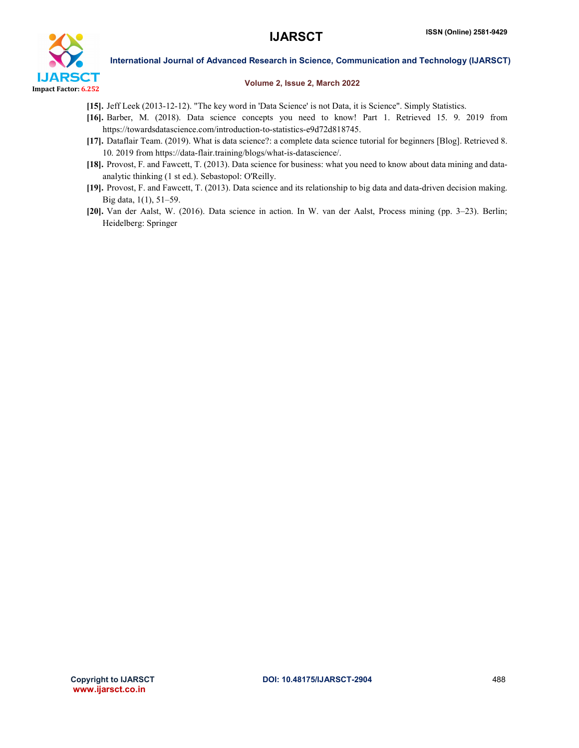**[15].** Jeff Leek (2013-12-12). "The key word in 'Data Science' is not Data, it is Science". Simply Statistics.

**[16].** Barber, M. (2018). Data science concepts you need to know! Part 1. Retrieved 15. 9. 2019 from https://towardsdatascience.com/introduction-to-statistics-e9d72d818745.

**[17].** Dataflair Team. (2019). What is data science?: a complete data science tutorial for beginners [Blog]. Retrieved 8. 10. 2019 from https://data-flair.training/blogs/what-is-datascience/.

**[18].** Provost, F. and Fawcett, T. (2013). Data science for business: what you need to know about data mining and data-analytic thinking (1 st ed.). Sebastopol: O'Reilly.

**[19].** Provost, F. and Fawcett, T. (2013). Data science and its relationship to big data and data-driven decision making. Big data, 1(1), 51–59.

**[20].** Van der Aalst, W. (2016). Data science in action. In W. van der Aalst, Process mining (pp. 3–23). Berlin; Heidelberg: Springer